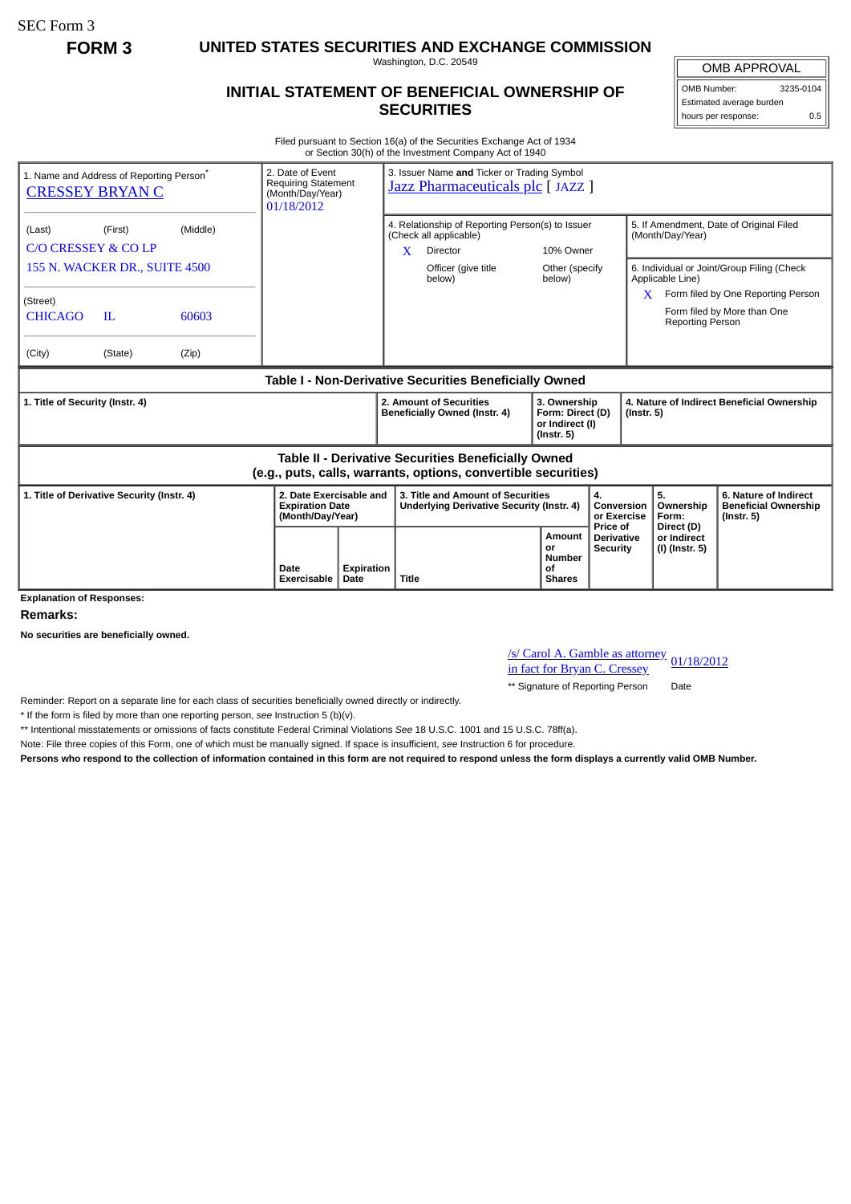SEC Form 3

**FORM 3**

# UNITED STATES SECURITIES AND EXCHANGE COMMISSION

Washington, D.C. 20549

## INITIAL STATEMENT OF BENEFICIAL OWNERSHIP OF SECURITIES

| OMB APPROVAL | |
|---|---|
| OMB Number: | 3235-0104 |
| Estimated average burden hours per response: | 0.5 |

Filed pursuant to Section 16(a) of the Securities Exchange Act of 1934 or Section 30(h) of the Investment Company Act of 1940

| 1. Name and Address of Reporting Person* | 2. Date of Event Requiring Statement (Month/Day/Year) | 3. Issuer Name **and** Ticker or Trading Symbol |
|---|---|---|
| CRESSEY BRYAN C | 01/18/2012 | Jazz Pharmaceuticals plc [ JAZZ ] |
| (Last) (First) (Middle) C/O CRESSEY & CO LP 155 N. WACKER DR., SUITE 4500 | | 4. Relationship of Reporting Person(s) to Issuer (Check all applicable) X Director; 10% Owner; Officer (give title below); Other (specify below) |
| (Street) CHICAGO IL 60603 | | 5. If Amendment, Date of Original Filed (Month/Day/Year) |
| (City) (State) (Zip) | | 6. Individual or Joint/Group Filing (Check Applicable Line) X Form filed by One Reporting Person; Form filed by More than One Reporting Person |

**Table I - Non-Derivative Securities Beneficially Owned**

| 1. Title of Security (Instr. 4) | 2. Amount of Securities Beneficially Owned (Instr. 4) | 3. Ownership Form: Direct (D) or Indirect (I) (Instr. 5) | 4. Nature of Indirect Beneficial Ownership (Instr. 5) |
|---|---|---|---|

**Table II - Derivative Securities Beneficially Owned (e.g., puts, calls, warrants, options, convertible securities)**

| 1. Title of Derivative Security (Instr. 4) | 2. Date Exercisable and Expiration Date (Month/Day/Year) | | 3. Title and Amount of Securities Underlying Derivative Security (Instr. 4) | | 4. Conversion or Exercise Price of Derivative Security | 5. Ownership Form: Direct (D) or Indirect (I) (Instr. 5) | 6. Nature of Indirect Beneficial Ownership (Instr. 5) |
|---|---|---|---|---|---|---|---|
| | Date Exercisable | Expiration Date | Title | Amount or Number of Shares | | | |

**Explanation of Responses:**

## Remarks:

**No securities are beneficially owned.**

/s/ Carol A. Gamble as attorney in fact for Bryan C. Cressey — 01/18/2012

** Signature of Reporting Person — Date

Reminder: Report on a separate line for each class of securities beneficially owned directly or indirectly.

* If the form is filed by more than one reporting person, *see* Instruction 5 (b)(v).

** Intentional misstatements or omissions of facts constitute Federal Criminal Violations *See* 18 U.S.C. 1001 and 15 U.S.C. 78ff(a).

Note: File three copies of this Form, one of which must be manually signed. If space is insufficient, *see* Instruction 6 for procedure.

**Persons who respond to the collection of information contained in this form are not required to respond unless the form displays a currently valid OMB Number.**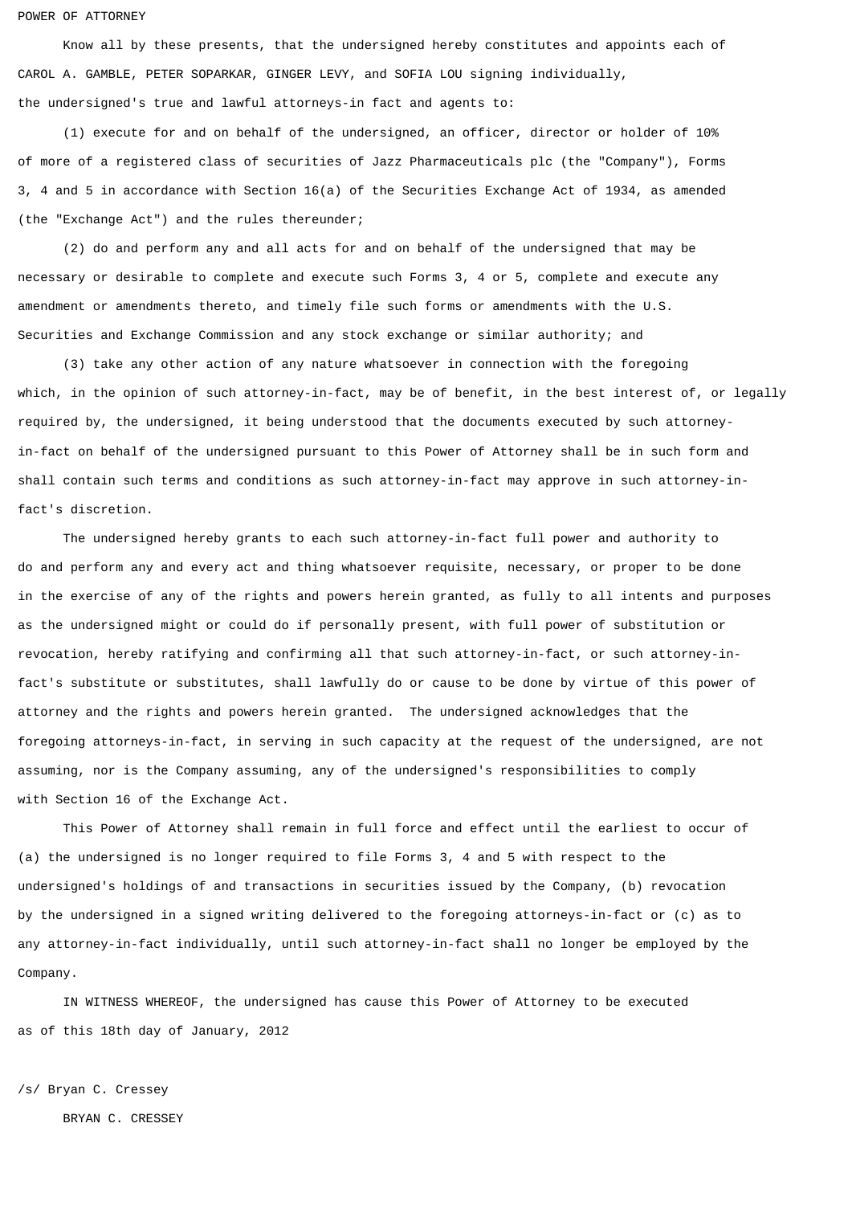POWER OF ATTORNEY

Know all by these presents, that the undersigned hereby constitutes and appoints each of CAROL A. GAMBLE, PETER SOPARKAR, GINGER LEVY, and SOFIA LOU signing individually, the undersigned's true and lawful attorneys-in fact and agents to:

(1) execute for and on behalf of the undersigned, an officer, director or holder of 10% of more of a registered class of securities of Jazz Pharmaceuticals plc (the "Company"), Forms 3, 4 and 5 in accordance with Section 16(a) of the Securities Exchange Act of 1934, as amended (the "Exchange Act") and the rules thereunder;

(2) do and perform any and all acts for and on behalf of the undersigned that may be necessary or desirable to complete and execute such Forms 3, 4 or 5, complete and execute any amendment or amendments thereto, and timely file such forms or amendments with the U.S. Securities and Exchange Commission and any stock exchange or similar authority; and

(3) take any other action of any nature whatsoever in connection with the foregoing which, in the opinion of such attorney-in-fact, may be of benefit, in the best interest of, or legally required by, the undersigned, it being understood that the documents executed by such attorney-in-fact on behalf of the undersigned pursuant to this Power of Attorney shall be in such form and shall contain such terms and conditions as such attorney-in-fact may approve in such attorney-in-fact's discretion.

The undersigned hereby grants to each such attorney-in-fact full power and authority to do and perform any and every act and thing whatsoever requisite, necessary, or proper to be done in the exercise of any of the rights and powers herein granted, as fully to all intents and purposes as the undersigned might or could do if personally present, with full power of substitution or revocation, hereby ratifying and confirming all that such attorney-in-fact, or such attorney-in-fact's substitute or substitutes, shall lawfully do or cause to be done by virtue of this power of attorney and the rights and powers herein granted. The undersigned acknowledges that the foregoing attorneys-in-fact, in serving in such capacity at the request of the undersigned, are not assuming, nor is the Company assuming, any of the undersigned's responsibilities to comply with Section 16 of the Exchange Act.

This Power of Attorney shall remain in full force and effect until the earliest to occur of (a) the undersigned is no longer required to file Forms 3, 4 and 5 with respect to the undersigned's holdings of and transactions in securities issued by the Company, (b) revocation by the undersigned in a signed writing delivered to the foregoing attorneys-in-fact or (c) as to any attorney-in-fact individually, until such attorney-in-fact shall no longer be employed by the Company.

IN WITNESS WHEREOF, the undersigned has cause this Power of Attorney to be executed as of this 18th day of January, 2012

/s/ Bryan C. Cressey

BRYAN C. CRESSEY